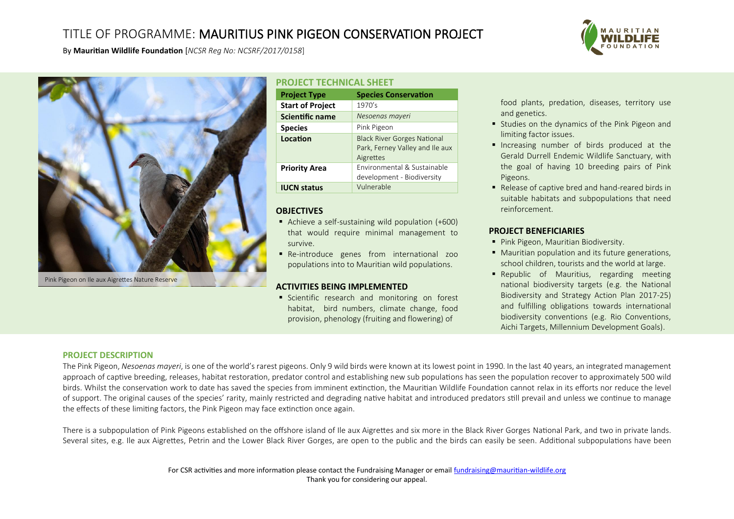# TITLE OF PROGRAMME: MAURITIUS PINK PIGEON CONSERVATION PROJECT

By **Mauritian Wildlife Foundation** [*NCSR Reg No: NCSRF/2017/0158*]

Pink Pigeon on Ile aux Aigrettes Nature Reserve

## PROJECT TECHNICAL SHEET

| **Project Type** | **Species Conservation** |
|---|---|
| **Start of Project** | 1970's |
| **Scientific name** | *Nesoenas mayeri* |
| **Species** | Pink Pigeon |
| **Location** | Black River Gorges National Park, Ferney Valley and Ile aux Aigrettes |
| **Priority Area** | Environmental & Sustainable development - Biodiversity |
| **IUCN status** | Vulnerable |

## OBJECTIVES

- Achieve a self-sustaining wild population (+600) that would require minimal management to survive.
- Re-introduce genes from international zoo populations into to Mauritian wild populations.

## ACTIVITIES BEING IMPLEMENTED

- Scientific research and monitoring on forest habitat, bird numbers, climate change, food provision, phenology (fruiting and flowering) of food plants, predation, diseases, territory use and genetics.
- Studies on the dynamics of the Pink Pigeon and limiting factor issues.
- Increasing number of birds produced at the Gerald Durrell Endemic Wildlife Sanctuary, with the goal of having 10 breeding pairs of Pink Pigeons.
- Release of captive bred and hand-reared birds in suitable habitats and subpopulations that need reinforcement.

## PROJECT BENEFICIARIES

- Pink Pigeon, Mauritian Biodiversity.
- Mauritian population and its future generations, school children, tourists and the world at large.
- Republic of Mauritius, regarding meeting national biodiversity targets (e.g. the National Biodiversity and Strategy Action Plan 2017-25) and fulfilling obligations towards international biodiversity conventions (e.g. Rio Conventions, Aichi Targets, Millennium Development Goals).

## PROJECT DESCRIPTION

The Pink Pigeon, *Nesoenas mayeri*, is one of the world's rarest pigeons. Only 9 wild birds were known at its lowest point in 1990. In the last 40 years, an integrated management approach of captive breeding, releases, habitat restoration, predator control and establishing new sub populations has seen the population recover to approximately 500 wild birds. Whilst the conservation work to date has saved the species from imminent extinction, the Mauritian Wildlife Foundation cannot relax in its efforts nor reduce the level of support. The original causes of the species' rarity, mainly restricted and degrading native habitat and introduced predators still prevail and unless we continue to manage the effects of these limiting factors, the Pink Pigeon may face extinction once again.

There is a subpopulation of Pink Pigeons established on the offshore island of Ile aux Aigrettes and six more in the Black River Gorges National Park, and two in private lands. Several sites, e.g. Ile aux Aigrettes, Petrin and the Lower Black River Gorges, are open to the public and the birds can easily be seen. Additional subpopulations have been

For CSR activities and more information please contact the Fundraising Manager or email fundraising@mauritian-wildlife.org
Thank you for considering our appeal.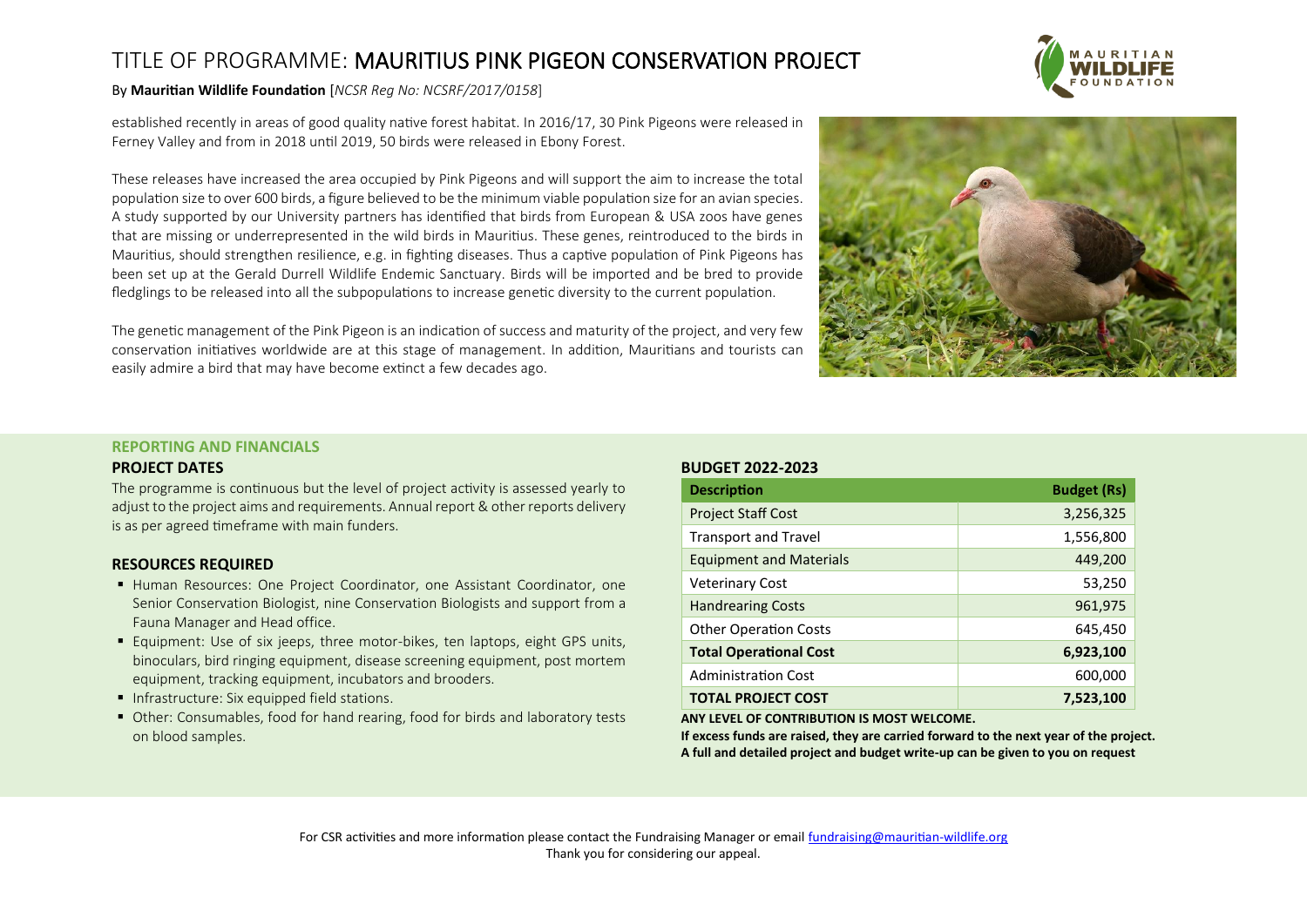# TITLE OF PROGRAMME: MAURITIUS PINK PIGEON CONSERVATION PROJECT

By **Mauritian Wildlife Foundation** [*NCSR Reg No: NCSRF/2017/0158*]

established recently in areas of good quality native forest habitat. In 2016/17, 30 Pink Pigeons were released in Ferney Valley and from in 2018 until 2019, 50 birds were released in Ebony Forest.

These releases have increased the area occupied by Pink Pigeons and will support the aim to increase the total population size to over 600 birds, a figure believed to be the minimum viable population size for an avian species. A study supported by our University partners has identified that birds from European & USA zoos have genes that are missing or underrepresented in the wild birds in Mauritius. These genes, reintroduced to the birds in Mauritius, should strengthen resilience, e.g. in fighting diseases. Thus a captive population of Pink Pigeons has been set up at the Gerald Durrell Wildlife Endemic Sanctuary. Birds will be imported and be bred to provide fledglings to be released into all the subpopulations to increase genetic diversity to the current population.

The genetic management of the Pink Pigeon is an indication of success and maturity of the project, and very few conservation initiatives worldwide are at this stage of management. In addition, Mauritians and tourists can easily admire a bird that may have become extinct a few decades ago.

## REPORTING AND FINANCIALS

### PROJECT DATES

The programme is continuous but the level of project activity is assessed yearly to adjust to the project aims and requirements. Annual report & other reports delivery is as per agreed timeframe with main funders.

### RESOURCES REQUIRED

- Human Resources: One Project Coordinator, one Assistant Coordinator, one Senior Conservation Biologist, nine Conservation Biologists and support from a Fauna Manager and Head office.
- Equipment: Use of six jeeps, three motor-bikes, ten laptops, eight GPS units, binoculars, bird ringing equipment, disease screening equipment, post mortem equipment, tracking equipment, incubators and brooders.
- Infrastructure: Six equipped field stations.
- Other: Consumables, food for hand rearing, food for birds and laboratory tests on blood samples.

### BUDGET 2022-2023

| Description | Budget (Rs) |
|---|---|
| Project Staff Cost | 3,256,325 |
| Transport and Travel | 1,556,800 |
| Equipment and Materials | 449,200 |
| Veterinary Cost | 53,250 |
| Handrearing Costs | 961,975 |
| Other Operation Costs | 645,450 |
| **Total Operational Cost** | **6,923,100** |
| Administration Cost | 600,000 |
| **TOTAL PROJECT COST** | **7,523,100** |

**ANY LEVEL OF CONTRIBUTION IS MOST WELCOME.**

**If excess funds are raised, they are carried forward to the next year of the project.**
**A full and detailed project and budget write-up can be given to you on request**

For CSR activities and more information please contact the Fundraising Manager or email fundraising@mauritian-wildlife.org
Thank you for considering our appeal.